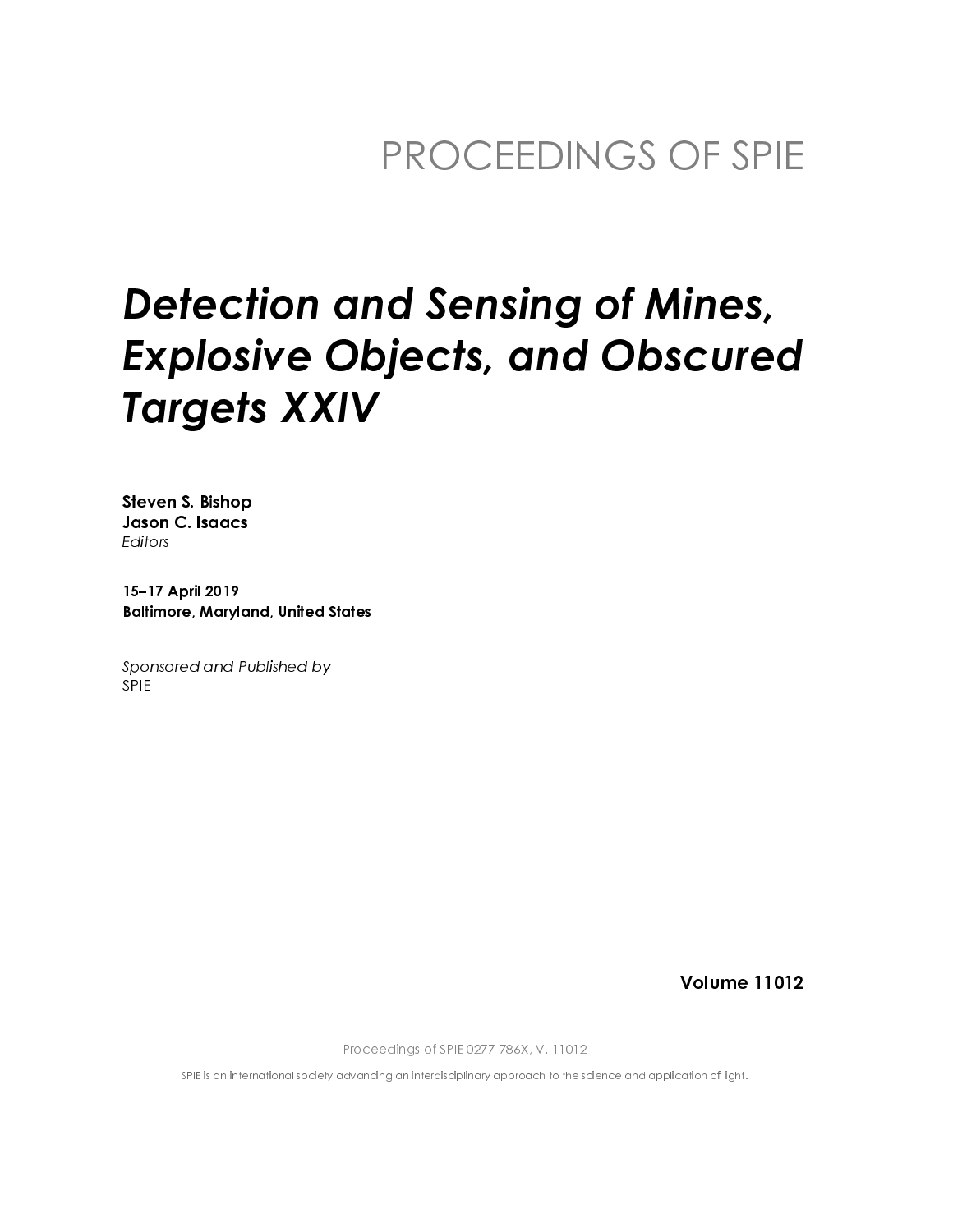PROCEEDINGS OF SPIE

# *Detection and Sensing of Mines, Explosive Objects, and Obscured Targets XXIV*

**Steven S. Bishop**
**Jason C. Isaacs**
*Editors*

**15–17 April 2019**
**Baltimore, Maryland, United States**

*Sponsored and Published by*
SPIE

**Volume 11012**

Proceedings of SPIE 0277-786X, V. 11012

SPIE is an international society advancing an interdisciplinary approach to the science and application of light.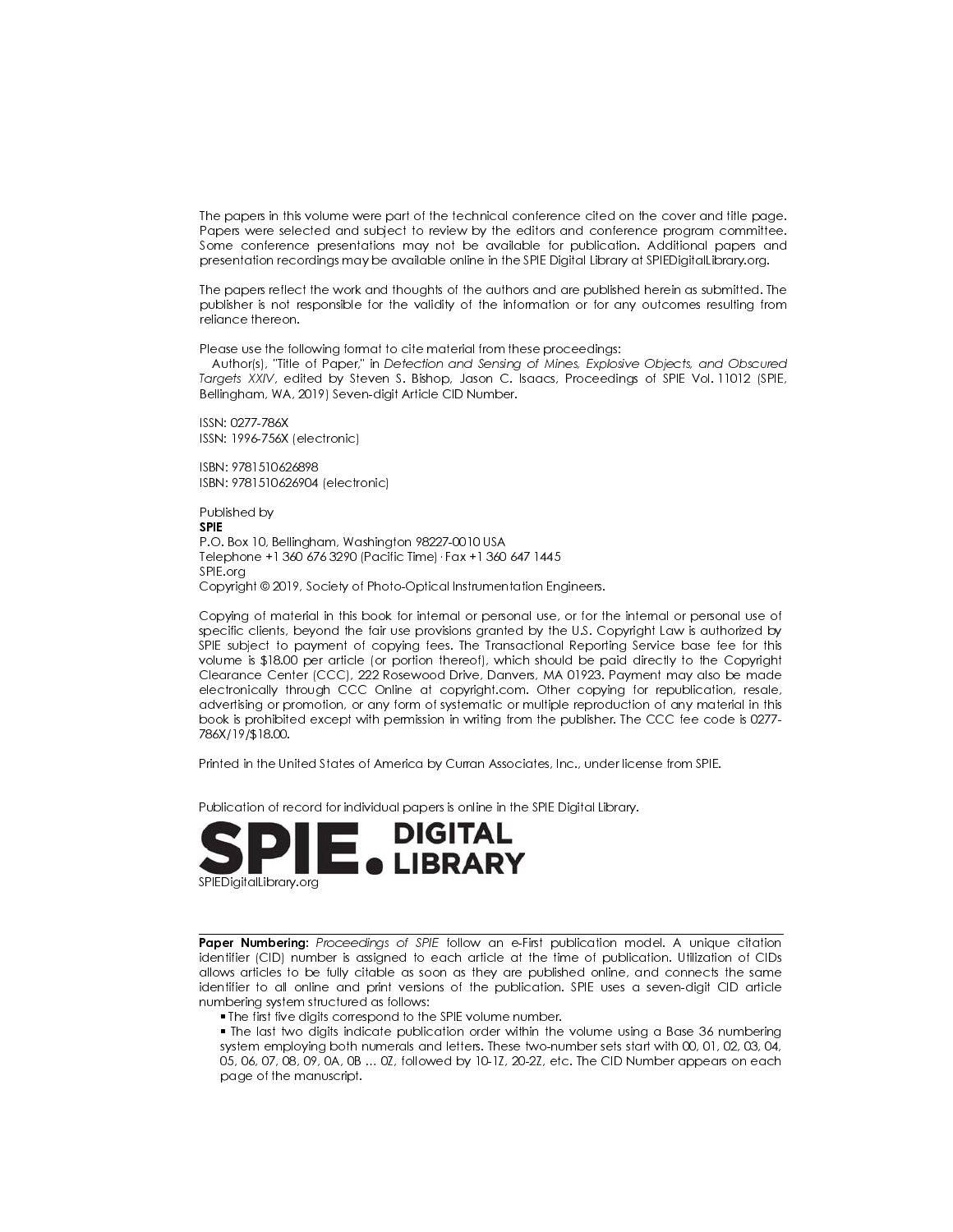The papers in this volume were part of the technical conference cited on the cover and title page. Papers were selected and subject to review by the editors and conference program committee. Some conference presentations may not be available for publication. Additional papers and presentation recordings may be available online in the SPIE Digital Library at SPIEDigitalLibrary.org.

The papers reflect the work and thoughts of the authors and are published herein as submitted. The publisher is not responsible for the validity of the information or for any outcomes resulting from reliance thereon.

Please use the following format to cite material from these proceedings:
Author(s), "Title of Paper," in *Detection and Sensing of Mines, Explosive Objects, and Obscured Targets XXIV*, edited by Steven S. Bishop, Jason C. Isaacs, Proceedings of SPIE Vol. 11012 (SPIE, Bellingham, WA, 2019) Seven-digit Article CID Number.

ISSN: 0277-786X
ISSN: 1996-756X (electronic)

ISBN: 9781510626898
ISBN: 9781510626904 (electronic)

Published by
**SPIE**
P.O. Box 10, Bellingham, Washington 98227-0010 USA
Telephone +1 360 676 3290 (Pacific Time) · Fax +1 360 647 1445
SPIE.org
Copyright © 2019, Society of Photo-Optical Instrumentation Engineers.

Copying of material in this book for internal or personal use, or for the internal or personal use of specific clients, beyond the fair use provisions granted by the U.S. Copyright Law is authorized by SPIE subject to payment of copying fees. The Transactional Reporting Service base fee for this volume is $18.00 per article (or portion thereof), which should be paid directly to the Copyright Clearance Center (CCC), 222 Rosewood Drive, Danvers, MA 01923. Payment may also be made electronically through CCC Online at copyright.com. Other copying for republication, resale, advertising or promotion, or any form of systematic or multiple reproduction of any material in this book is prohibited except with permission in writing from the publisher. The CCC fee code is 0277-786X/19/$18.00.

Printed in the United States of America by Curran Associates, Inc., under license from SPIE.

Publication of record for individual papers is online in the SPIE Digital Library.

**SPIE. DIGITAL LIBRARY**
SPIEDigitalLibrary.org

---

**Paper Numbering:** *Proceedings of SPIE* follow an e-First publication model. A unique citation identifier (CID) number is assigned to each article at the time of publication. Utilization of CIDs allows articles to be fully citable as soon as they are published online, and connects the same identifier to all online and print versions of the publication. SPIE uses a seven-digit CID article numbering system structured as follows:

- The first five digits correspond to the SPIE volume number.
- The last two digits indicate publication order within the volume using a Base 36 numbering system employing both numerals and letters. These two-number sets start with 00, 01, 02, 03, 04, 05, 06, 07, 08, 09, 0A, 0B … 0Z, followed by 10-1Z, 20-2Z, etc. The CID Number appears on each page of the manuscript.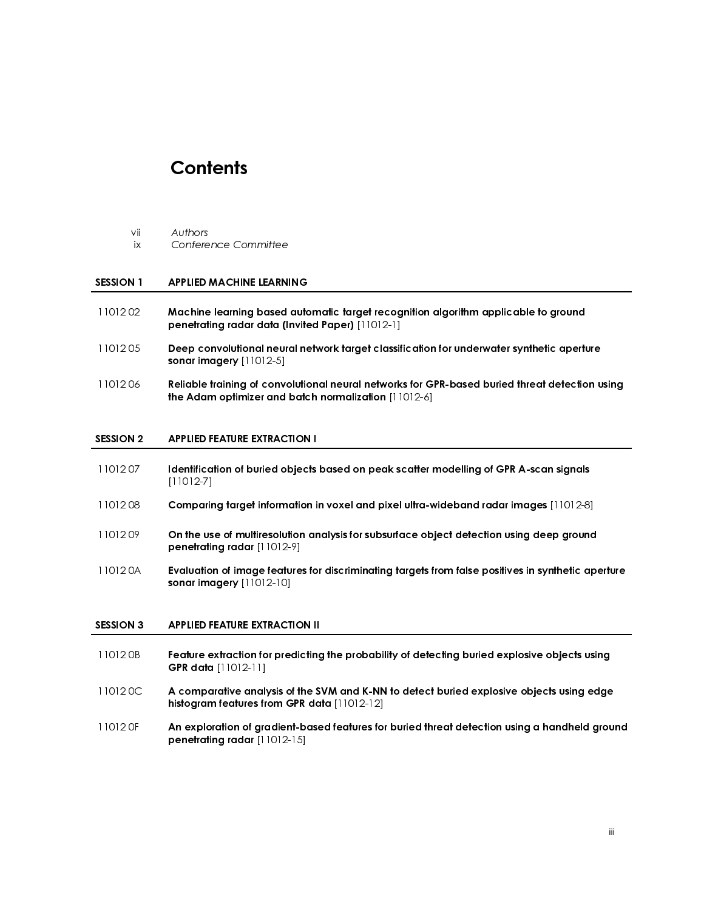# Contents

vii *Authors*
ix *Conference Committee*

## SESSION 1 APPLIED MACHINE LEARNING

11012 02 **Machine learning based automatic target recognition algorithm applicable to ground penetrating radar data (Invited Paper)** [11012-1]

11012 05 **Deep convolutional neural network target classification for underwater synthetic aperture sonar imagery** [11012-5]

11012 06 **Reliable training of convolutional neural networks for GPR-based buried threat detection using the Adam optimizer and batch normalization** [11012-6]

## SESSION 2 APPLIED FEATURE EXTRACTION I

11012 07 **Identification of buried objects based on peak scatter modelling of GPR A-scan signals** [11012-7]

11012 08 **Comparing target information in voxel and pixel ultra-wideband radar images** [11012-8]

11012 09 **On the use of multiresolution analysis for subsurface object detection using deep ground penetrating radar** [11012-9]

11012 0A **Evaluation of image features for discriminating targets from false positives in synthetic aperture sonar imagery** [11012-10]

## SESSION 3 APPLIED FEATURE EXTRACTION II

11012 0B **Feature extraction for predicting the probability of detecting buried explosive objects using GPR data** [11012-11]

11012 0C **A comparative analysis of the SVM and K-NN to detect buried explosive objects using edge histogram features from GPR data** [11012-12]

11012 0F **An exploration of gradient-based features for buried threat detection using a handheld ground penetrating radar** [11012-15]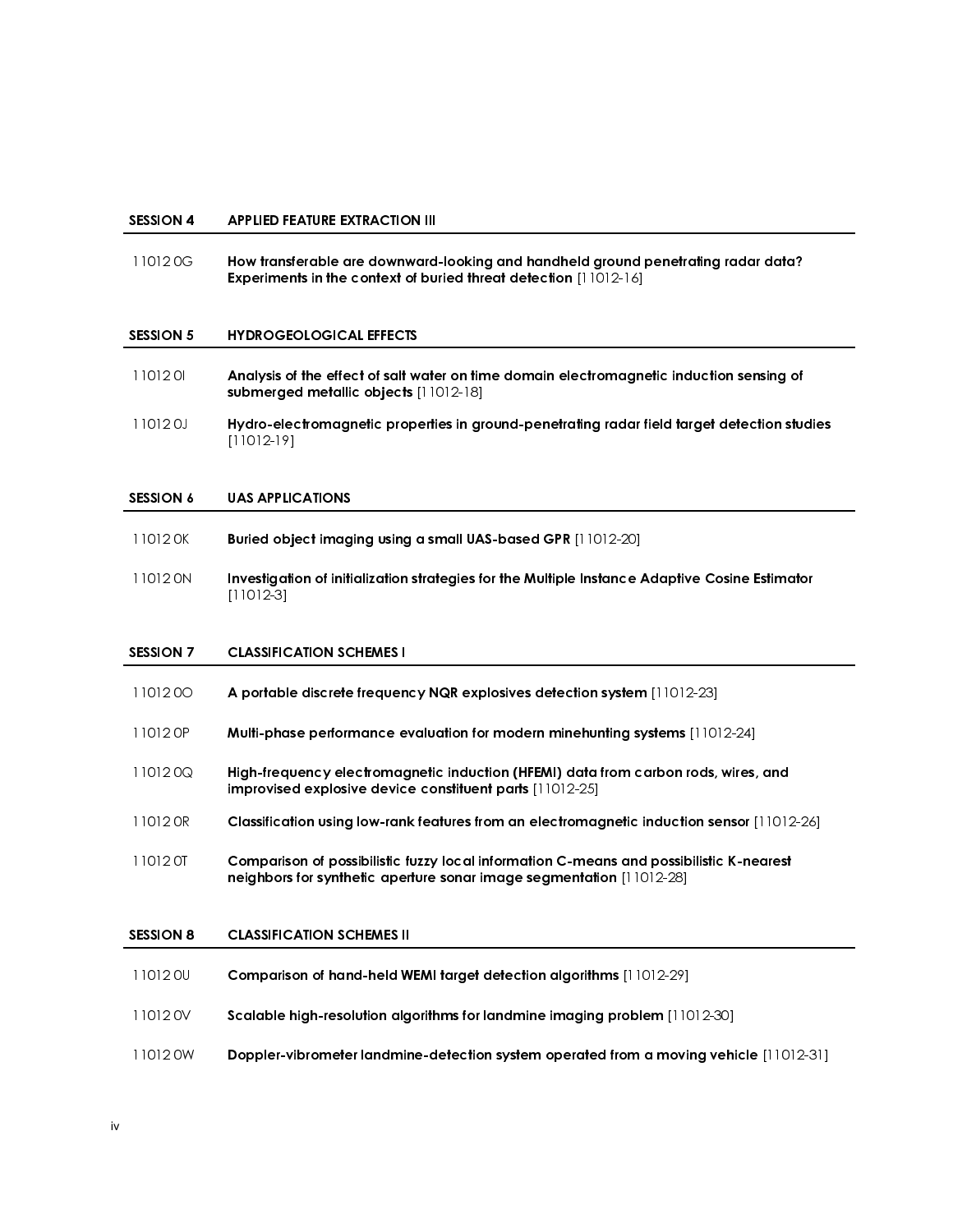## SESSION 4 APPLIED FEATURE EXTRACTION III

11012 0G **How transferable are downward-looking and handheld ground penetrating radar data? Experiments in the context of buried threat detection** [11012-16]

## SESSION 5 HYDROGEOLOGICAL EFFECTS

11012 0I **Analysis of the effect of salt water on time domain electromagnetic induction sensing of submerged metallic objects** [11012-18]

11012 0J **Hydro-electromagnetic properties in ground-penetrating radar field target detection studies** [11012-19]

## SESSION 6 UAS APPLICATIONS

11012 0K **Buried object imaging using a small UAS-based GPR** [11012-20]

11012 0N **Investigation of initialization strategies for the Multiple Instance Adaptive Cosine Estimator** [11012-3]

## SESSION 7 CLASSIFICATION SCHEMES I

11012 0O **A portable discrete frequency NQR explosives detection system** [11012-23]

11012 0P **Multi-phase performance evaluation for modern minehunting systems** [11012-24]

11012 0Q **High-frequency electromagnetic induction (HFEMI) data from carbon rods, wires, and improvised explosive device constituent parts** [11012-25]

11012 0R **Classification using low-rank features from an electromagnetic induction sensor** [11012-26]

11012 0T **Comparison of possibilistic fuzzy local information C-means and possibilistic K-nearest neighbors for synthetic aperture sonar image segmentation** [11012-28]

## SESSION 8 CLASSIFICATION SCHEMES II

11012 0U **Comparison of hand-held WEMI target detection algorithms** [11012-29]

11012 0V **Scalable high-resolution algorithms for landmine imaging problem** [11012-30]

11012 0W **Doppler-vibrometer landmine-detection system operated from a moving vehicle** [11012-31]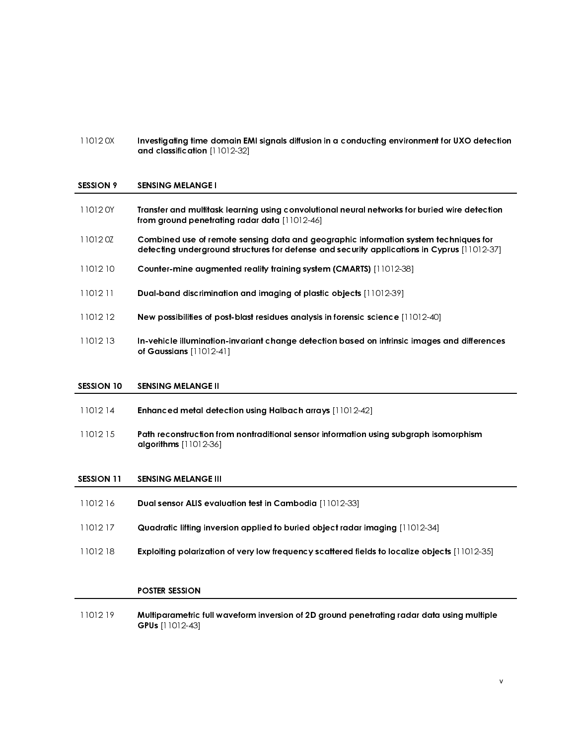11012 0X **Investigating time domain EMI signals diffusion in a conducting environment for UXO detection and classification** [11012-32]

## SESSION 9 SENSING MELANGE I

11012 0Y **Transfer and multitask learning using convolutional neural networks for buried wire detection from ground penetrating radar data** [11012-46]

11012 0Z **Combined use of remote sensing data and geographic information system techniques for detecting underground structures for defense and security applications in Cyprus** [11012-37]

11012 10 **Counter-mine augmented reality training system (CMARTS)** [11012-38]

11012 11 **Dual-band discrimination and imaging of plastic objects** [11012-39]

11012 12 **New possibilities of post-blast residues analysis in forensic science** [11012-40]

11012 13 **In-vehicle illumination-invariant change detection based on intrinsic images and differences of Gaussians** [11012-41]

## SESSION 10 SENSING MELANGE II

11012 14 **Enhanced metal detection using Halbach arrays** [11012-42]

11012 15 **Path reconstruction from nontraditional sensor information using subgraph isomorphism algorithms** [11012-36]

## SESSION 11 SENSING MELANGE III

11012 16 **Dual sensor ALIS evaluation test in Cambodia** [11012-33]

11012 17 **Quadratic lifting inversion applied to buried object radar imaging** [11012-34]

11012 18 **Exploiting polarization of very low frequency scattered fields to localize objects** [11012-35]

## POSTER SESSION

11012 19 **Multiparametric full waveform inversion of 2D ground penetrating radar data using multiple GPUs** [11012-43]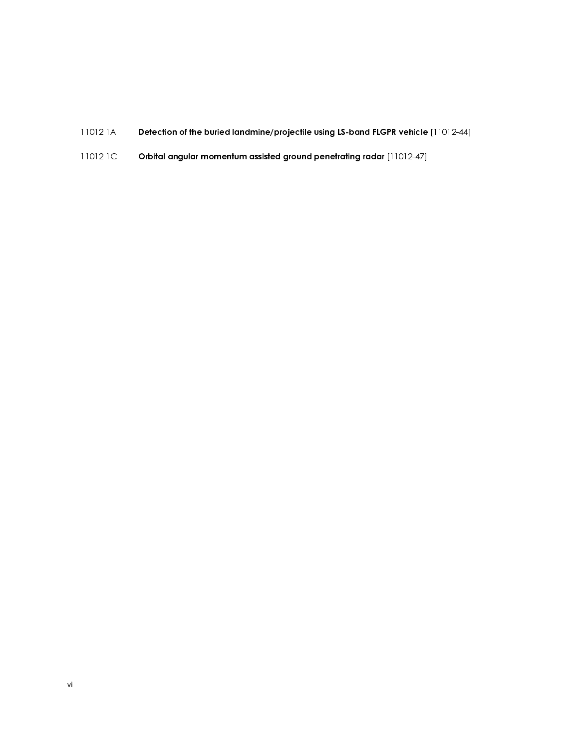11012 1A **Detection of the buried landmine/projectile using LS-band FLGPR vehicle** [11012-44]

11012 1C **Orbital angular momentum assisted ground penetrating radar** [11012-47]